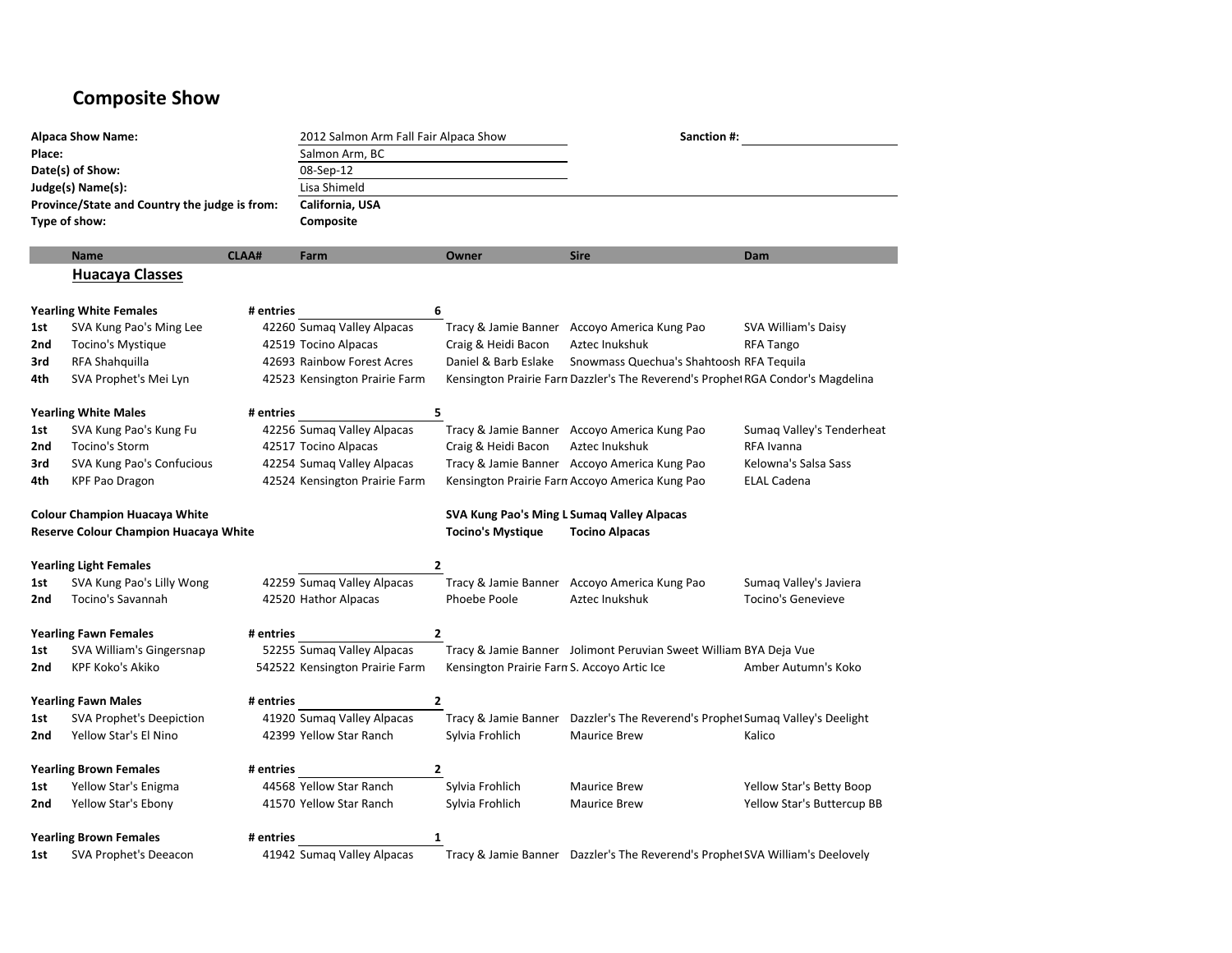# Composite Show

**Alpaca Show Name:** 2012 Salmon Arm Fall Fair Alpaca Show

**Sanction #:**

**Place:** Salmon Arm, BC

**Date(s) of Show:** 08-Sep-12

**Judge(s) Name(s):** Lisa Shimeld

**Province/State and Country the judge is from:** **California, USA**

**Type of show:** **Composite**

| | Name | CLAA# | Farm | Owner | Sire | Dam |
|---|---|---|---|---|---|---|
| | **Huacaya Classes** | | | | | |
| **Yearling White Females** | | **# entries** | | **6** | | |
| **1st** | SVA Kung Pao's Ming Lee | 42260 | Sumaq Valley Alpacas | Tracy & Jamie Banner | Accoyo America Kung Pao | SVA William's Daisy |
| **2nd** | Tocino's Mystique | 42519 | Tocino Alpacas | Craig & Heidi Bacon | Aztec Inukshuk | RFA Tango |
| **3rd** | RFA Shahquilla | 42693 | Rainbow Forest Acres | Daniel & Barb Eslake | Snowmass Quechua's Shahtoosh | RFA Tequila |
| **4th** | SVA Prophet's Mei Lyn | 42523 | Kensington Prairie Farm | Kensington Prairie Farm | Dazzler's The Reverend's Prophet | RGA Condor's Magdelina |
| **Yearling White Males** | | **# entries** | | **5** | | |
| **1st** | SVA Kung Pao's Kung Fu | 42256 | Sumaq Valley Alpacas | Tracy & Jamie Banner | Accoyo America Kung Pao | Sumaq Valley's Tenderheat |
| **2nd** | Tocino's Storm | 42517 | Tocino Alpacas | Craig & Heidi Bacon | Aztec Inukshuk | RFA Ivanna |
| **3rd** | SVA Kung Pao's Confucious | 42254 | Sumaq Valley Alpacas | Tracy & Jamie Banner | Accoyo America Kung Pao | Kelowna's Salsa Sass |
| **4th** | KPF Pao Dragon | 42524 | Kensington Prairie Farm | Kensington Prairie Farm | Accoyo America Kung Pao | ELAL Cadena |
| **Colour Champion Huacaya White** | | | | **SVA Kung Pao's Ming L** | **Sumaq Valley Alpacas** | |
| **Reserve Colour Champion Huacaya White** | | | | **Tocino's Mystique** | **Tocino Alpacas** | |
| **Yearling Light Females** | | | | **2** | | |
| **1st** | SVA Kung Pao's Lilly Wong | 42259 | Sumaq Valley Alpacas | Tracy & Jamie Banner | Accoyo America Kung Pao | Sumaq Valley's Javiera |
| **2nd** | Tocino's Savannah | 42520 | Hathor Alpacas | Phoebe Poole | Aztec Inukshuk | Tocino's Genevieve |
| **Yearling Fawn Females** | | **# entries** | | **2** | | |
| **1st** | SVA William's Gingersnap | 52255 | Sumaq Valley Alpacas | Tracy & Jamie Banner | Jolimont Peruvian Sweet William | BYA Deja Vue |
| **2nd** | KPF Koko's Akiko | 542522 | Kensington Prairie Farm | Kensington Prairie Farm | S. Accoyo Artic Ice | Amber Autumn's Koko |
| **Yearling Fawn Males** | | **# entries** | | **2** | | |
| **1st** | SVA Prophet's Deepiction | 41920 | Sumaq Valley Alpacas | Tracy & Jamie Banner | Dazzler's The Reverend's Prophet | Sumaq Valley's Deelight |
| **2nd** | Yellow Star's El Nino | 42399 | Yellow Star Ranch | Sylvia Frohlich | Maurice Brew | Kalico |
| **Yearling Brown Females** | | **# entries** | | **2** | | |
| **1st** | Yellow Star's Enigma | 44568 | Yellow Star Ranch | Sylvia Frohlich | Maurice Brew | Yellow Star's Betty Boop |
| **2nd** | Yellow Star's Ebony | 41570 | Yellow Star Ranch | Sylvia Frohlich | Maurice Brew | Yellow Star's Buttercup BB |
| **Yearling Brown Females** | | **# entries** | | **1** | | |
| **1st** | SVA Prophet's Deeacon | 41942 | Sumaq Valley Alpacas | Tracy & Jamie Banner | Dazzler's The Reverend's Prophet | SVA William's Deelovely |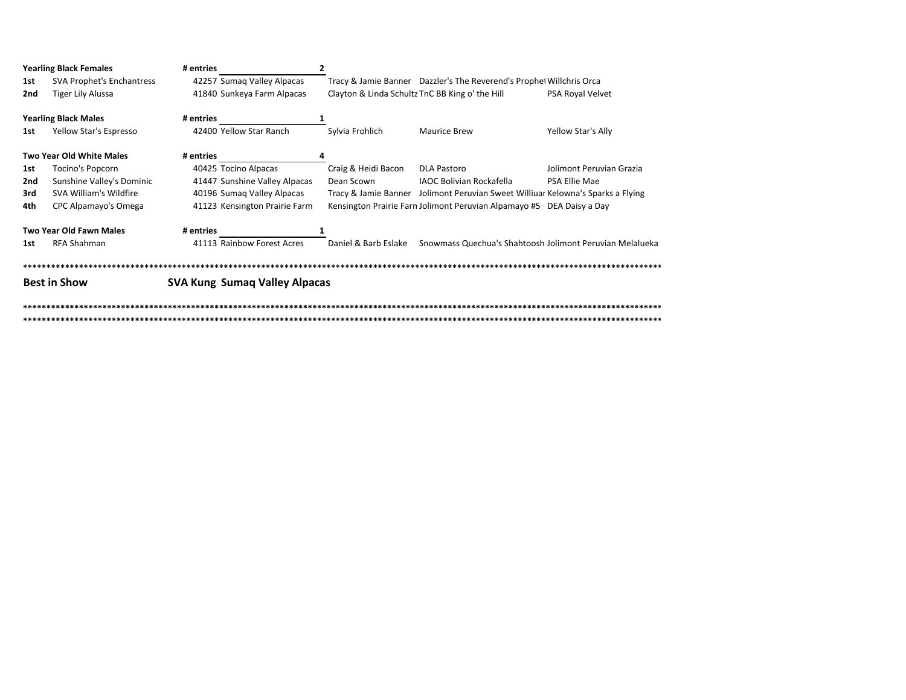| | | | | | | |
|---|---|---|---|---|---|---|
| **Yearling Black Females** | | **# entries** | **2** | | | |
| **1st** | SVA Prophet's Enchantress | 42257 | Sumaq Valley Alpacas | Tracy & Jamie Banner | Dazzler's The Reverend's Prophet | Willchris Orca |
| **2nd** | Tiger Lily Alussa | 41840 | Sunkeya Farm Alpacas | Clayton & Linda Schultz | TnC BB King o' the Hill | PSA Royal Velvet |
| **Yearling Black Males** | | **# entries** | **1** | | | |
| **1st** | Yellow Star's Espresso | 42400 | Yellow Star Ranch | Sylvia Frohlich | Maurice Brew | Yellow Star's Ally |
| **Two Year Old White Males** | | **# entries** | **4** | | | |
| **1st** | Tocino's Popcorn | 40425 | Tocino Alpacas | Craig & Heidi Bacon | DLA Pastoro | Jolimont Peruvian Grazia |
| **2nd** | Sunshine Valley's Dominic | 41447 | Sunshine Valley Alpacas | Dean Scown | IAOC Bolivian Rockafella | PSA Ellie Mae |
| **3rd** | SVA William's Wildfire | 40196 | Sumaq Valley Alpacas | Tracy & Jamie Banner | Jolimont Peruvian Sweet Williuar | Kelowna's Sparks a Flying |
| **4th** | CPC Alpamayo's Omega | 41123 | Kensington Prairie Farm | Kensington Prairie Farm | Jolimont Peruvian Alpamayo #5 | DEA Daisy a Day |
| **Two Year Old Fawn Males** | | **# entries** | **1** | | | |
| **1st** | RFA Shahman | 41113 | Rainbow Forest Acres | Daniel & Barb Eslake | Snowmass Quechua's Shahtoosh | Jolimont Peruvian Melalueka |

*****************************************************************************************************************************

**Best in Show** **SVA Kung Sumaq Valley Alpacas**

*****************************************************************************************************************************

*****************************************************************************************************************************